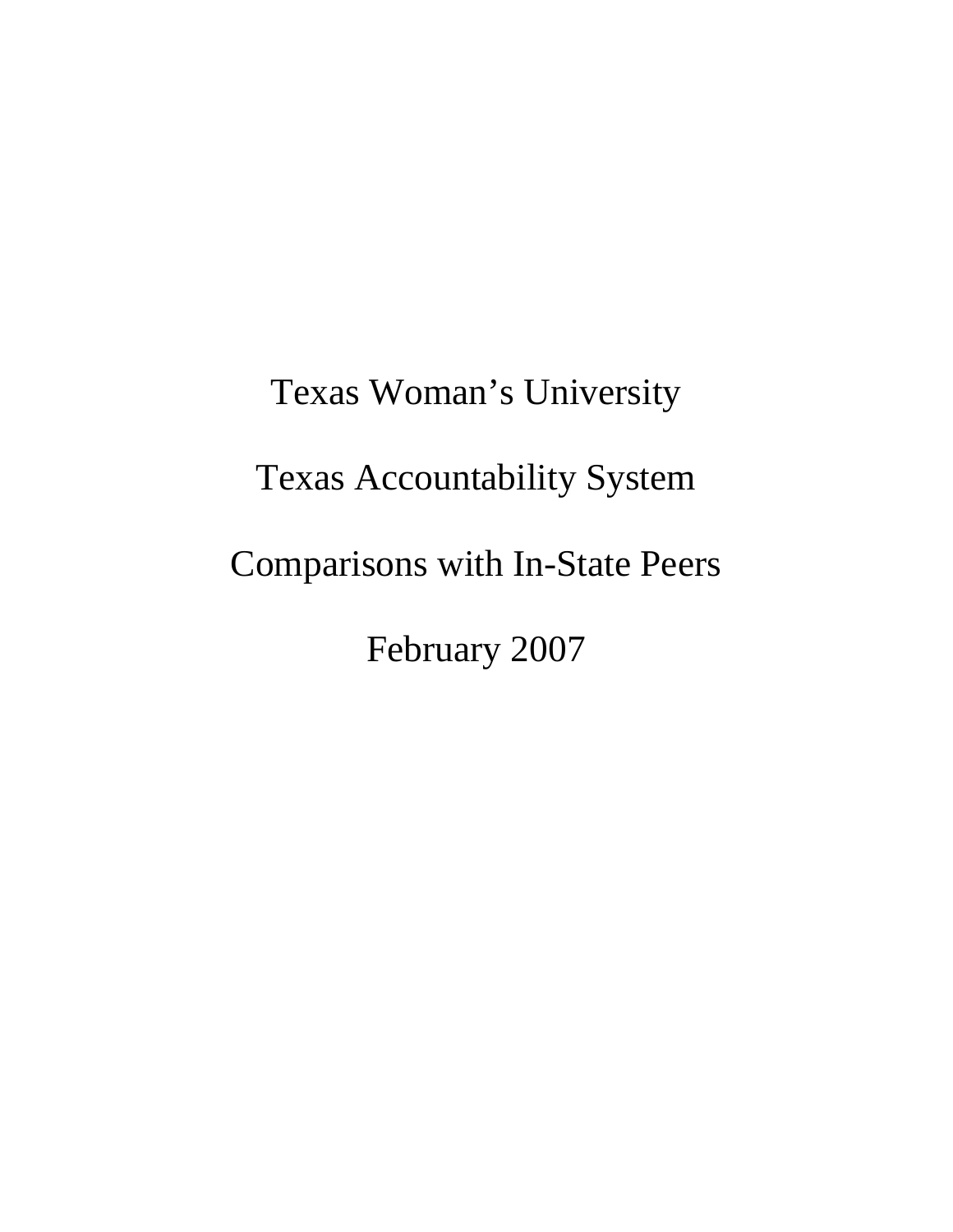# Texas Woman's University

# Texas Accountability System

# Comparisons with In-State Peers

# February 2007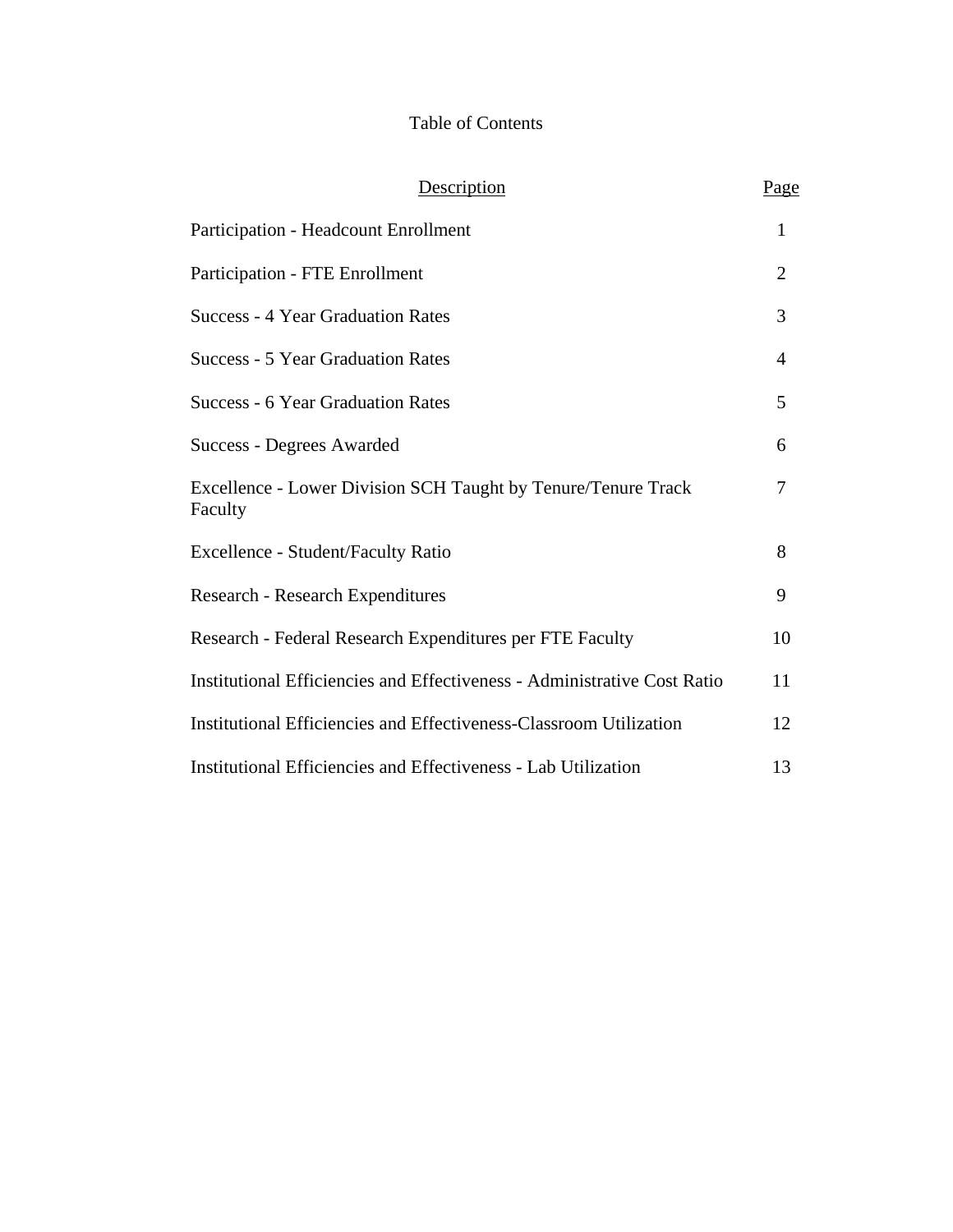# Table of Contents

| Description | Page |
|---|---|
| Participation - Headcount Enrollment | 1 |
| Participation - FTE Enrollment | 2 |
| Success - 4 Year Graduation Rates | 3 |
| Success - 5 Year Graduation Rates | 4 |
| Success - 6 Year Graduation Rates | 5 |
| Success - Degrees Awarded | 6 |
| Excellence - Lower Division SCH Taught by Tenure/Tenure Track Faculty | 7 |
| Excellence - Student/Faculty Ratio | 8 |
| Research - Research Expenditures | 9 |
| Research - Federal Research Expenditures per FTE Faculty | 10 |
| Institutional Efficiencies and Effectiveness - Administrative Cost Ratio | 11 |
| Institutional Efficiencies and Effectiveness-Classroom Utilization | 12 |
| Institutional Efficiencies and Effectiveness - Lab Utilization | 13 |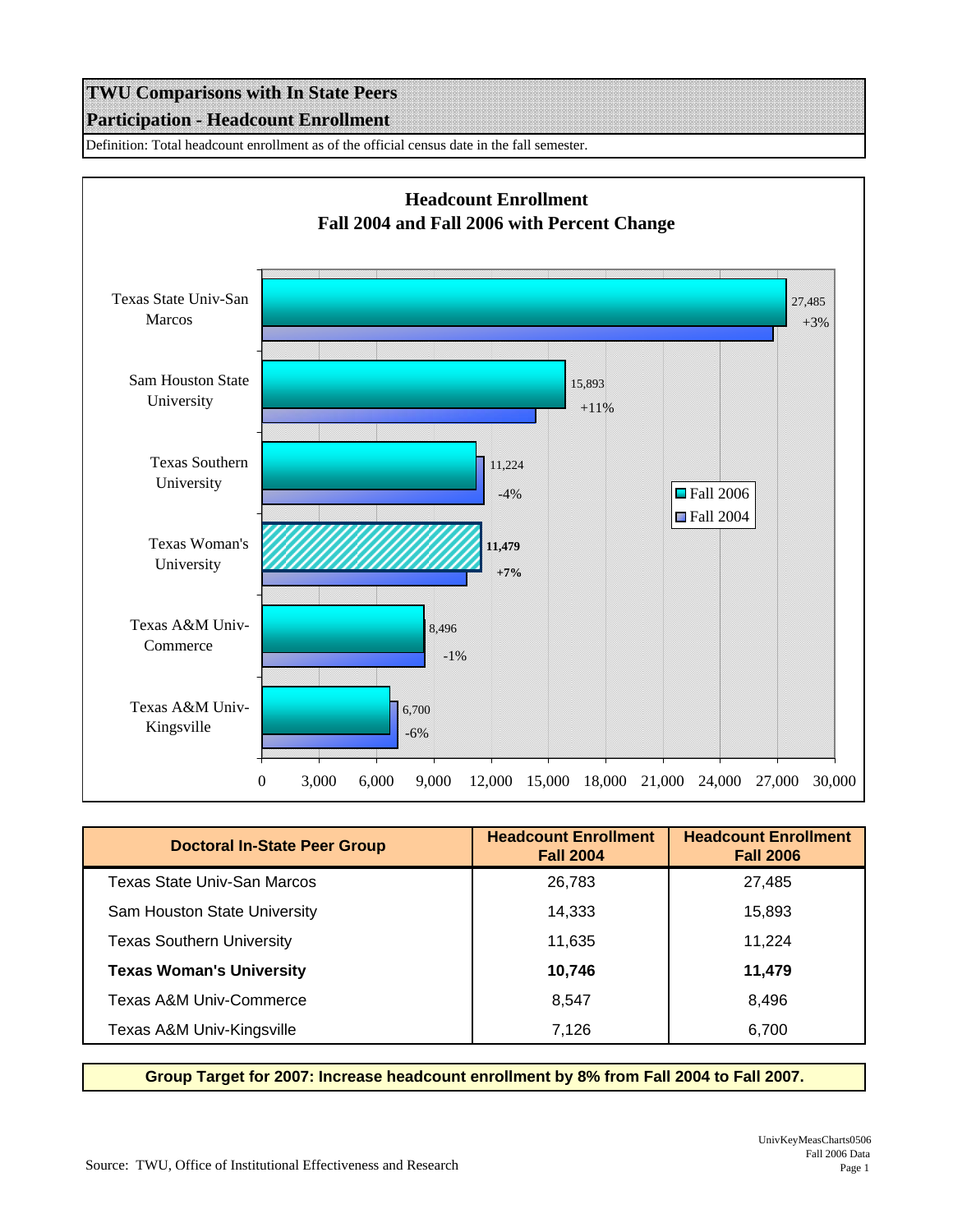# TWU Comparisons with In State Peers

## Participation - Headcount Enrollment

Definition: Total headcount enrollment as of the official census date in the fall semester.

**Headcount Enrollment**
**Fall 2004 and Fall 2006 with Percent Change**

| Institution | Fall 2006 | Percent Change |
|---|---|---|
| Texas State Univ-San Marcos | 27,485 | +3% |
| Sam Houston State University | 15,893 | +11% |
| Texas Southern University | 11,224 | -4% |
| **Texas Woman's University** | **11,479** | **+7%** |
| Texas A&M Univ-Commerce | 8,496 | -1% |
| Texas A&M Univ-Kingsville | 6,700 | -6% |

| Doctoral In-State Peer Group | Headcount Enrollment Fall 2004 | Headcount Enrollment Fall 2006 |
|---|---|---|
| Texas State Univ-San Marcos | 26,783 | 27,485 |
| Sam Houston State University | 14,333 | 15,893 |
| Texas Southern University | 11,635 | 11,224 |
| **Texas Woman's University** | **10,746** | **11,479** |
| Texas A&M Univ-Commerce | 8,547 | 8,496 |
| Texas A&M Univ-Kingsville | 7,126 | 6,700 |

**Group Target for 2007: Increase headcount enrollment by 8% from Fall 2004 to Fall 2007.**

Source: TWU, Office of Institutional Effectiveness and Research

UnivKeyMeasCharts0506
Fall 2006 Data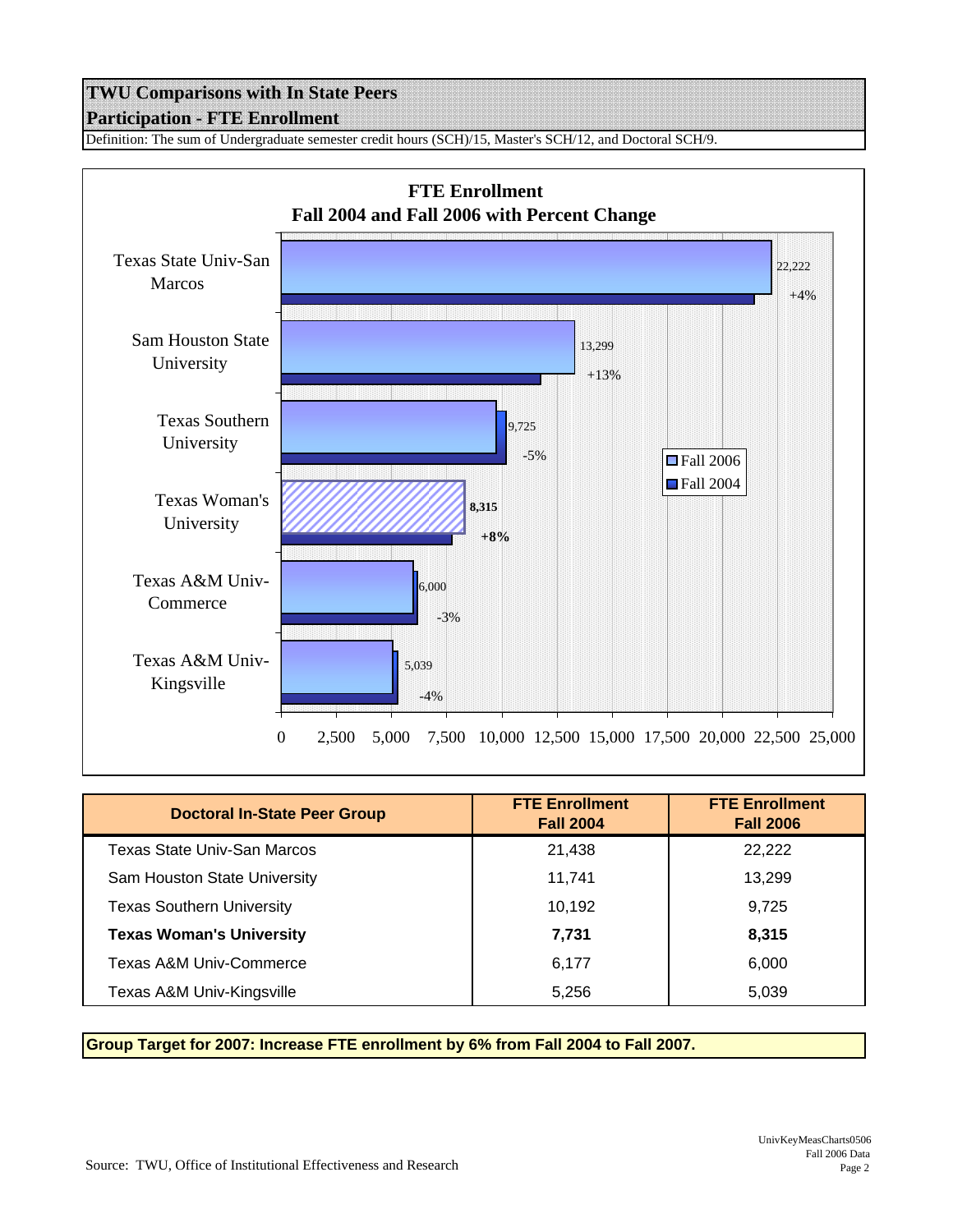# TWU Comparisons with In State Peers

## Participation - FTE Enrollment

Definition: The sum of Undergraduate semester credit hours (SCH)/15, Master's SCH/12, and Doctoral SCH/9.

**FTE Enrollment**
**Fall 2004 and Fall 2006 with Percent Change**

| Institution | Fall 2006 | Percent Change |
|---|---|---|
| Texas State Univ-San Marcos | 22,222 | +4% |
| Sam Houston State University | 13,299 | +13% |
| Texas Southern University | 9,725 | -5% |
| **Texas Woman's University** | **8,315** | **+8%** |
| Texas A&M Univ-Commerce | 6,000 | -3% |
| Texas A&M Univ-Kingsville | 5,039 | -4% |

| Doctoral In-State Peer Group | FTE Enrollment Fall 2004 | FTE Enrollment Fall 2006 |
|---|---|---|
| Texas State Univ-San Marcos | 21,438 | 22,222 |
| Sam Houston State University | 11,741 | 13,299 |
| Texas Southern University | 10,192 | 9,725 |
| **Texas Woman's University** | **7,731** | **8,315** |
| Texas A&M Univ-Commerce | 6,177 | 6,000 |
| Texas A&M Univ-Kingsville | 5,256 | 5,039 |

**Group Target for 2007: Increase FTE enrollment by 6% from Fall 2004 to Fall 2007.**

Source: TWU, Office of Institutional Effectiveness and Research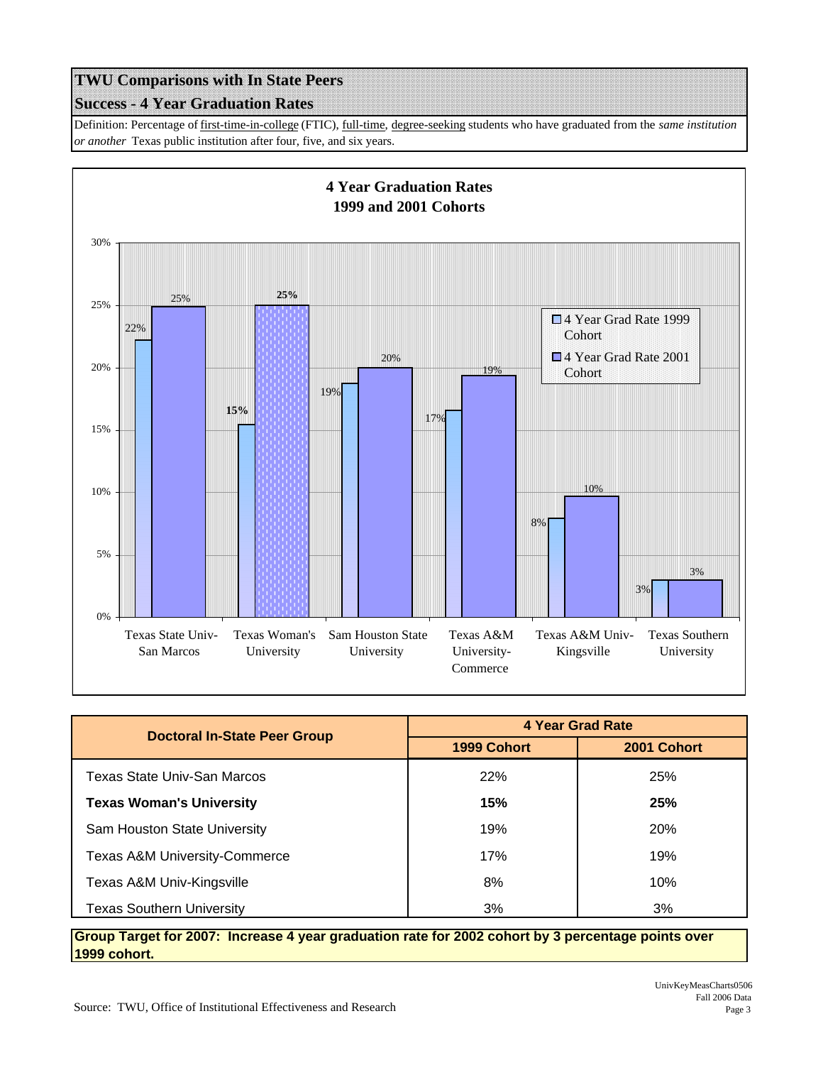# TWU Comparisons with In State Peers

## Success - 4 Year Graduation Rates

Definition: Percentage of first-time-in-college (FTIC), full-time, degree-seeking students who have graduated from the *same institution or another* Texas public institution after four, five, and six years.

**4 Year Graduation Rates**
**1999 and 2001 Cohorts**

| | 4 Year Grad Rate 1999 Cohort | 4 Year Grad Rate 2001 Cohort |
|---|---|---|
| Texas State Univ-San Marcos | 22% | 25% |
| Texas Woman's University | 15% | 25% |
| Sam Houston State University | 19% | 20% |
| Texas A&M University-Commerce | 17% | 19% |
| Texas A&M Univ-Kingsville | 8% | 10% |
| Texas Southern University | 3% | 3% |

| Doctoral In-State Peer Group | 4 Year Grad Rate | |
|---|---|---|
| | 1999 Cohort | 2001 Cohort |
| Texas State Univ-San Marcos | 22% | 25% |
| **Texas Woman's University** | **15%** | **25%** |
| Sam Houston State University | 19% | 20% |
| Texas A&M University-Commerce | 17% | 19% |
| Texas A&M Univ-Kingsville | 8% | 10% |
| Texas Southern University | 3% | 3% |

**Group Target for 2007: Increase 4 year graduation rate for 2002 cohort by 3 percentage points over 1999 cohort.**

Source: TWU, Office of Institutional Effectiveness and Research

UnivKeyMeasCharts0506
Fall 2006 Data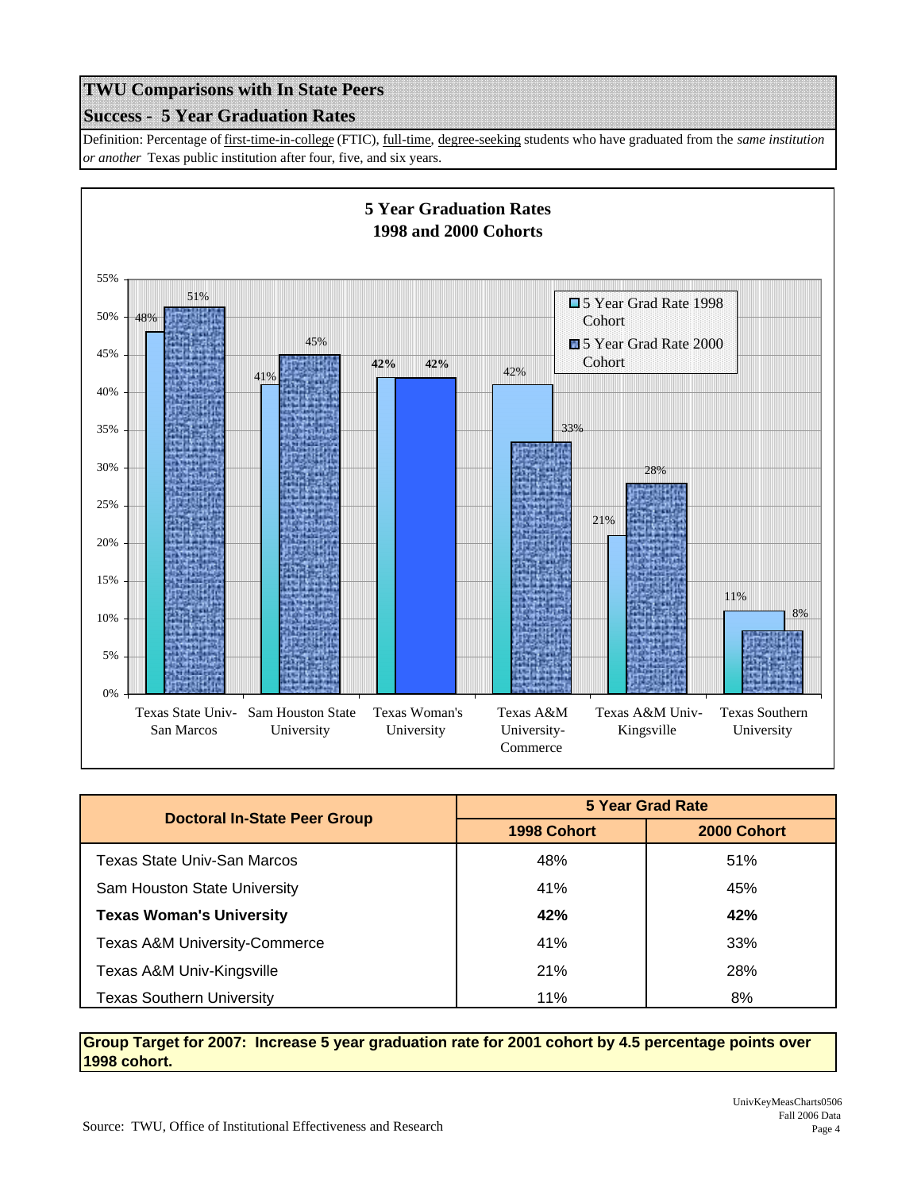# TWU Comparisons with In State Peers

## Success - 5 Year Graduation Rates

Definition: Percentage of first-time-in-college (FTIC), full-time, degree-seeking students who have graduated from the *same institution or another* Texas public institution after four, five, and six years.

**5 Year Graduation Rates**
**1998 and 2000 Cohorts**

| Institution | 5 Year Grad Rate 1998 Cohort | 5 Year Grad Rate 2000 Cohort |
|---|---|---|
| Texas State Univ-San Marcos | 48% | 51% |
| Sam Houston State University | 41% | 45% |
| Texas Woman's University | 42% | 42% |
| Texas A&M University-Commerce | 42% | 33% |
| Texas A&M Univ-Kingsville | 21% | 28% |
| Texas Southern University | 11% | 8% |

| Doctoral In-State Peer Group | 5 Year Grad Rate | |
|---|---|---|
| | 1998 Cohort | 2000 Cohort |
| Texas State Univ-San Marcos | 48% | 51% |
| Sam Houston State University | 41% | 45% |
| **Texas Woman's University** | **42%** | **42%** |
| Texas A&M University-Commerce | 41% | 33% |
| Texas A&M Univ-Kingsville | 21% | 28% |
| Texas Southern University | 11% | 8% |

**Group Target for 2007: Increase 5 year graduation rate for 2001 cohort by 4.5 percentage points over 1998 cohort.**

Source: TWU, Office of Institutional Effectiveness and Research

UnivKeyMeasCharts0506
Fall 2006 Data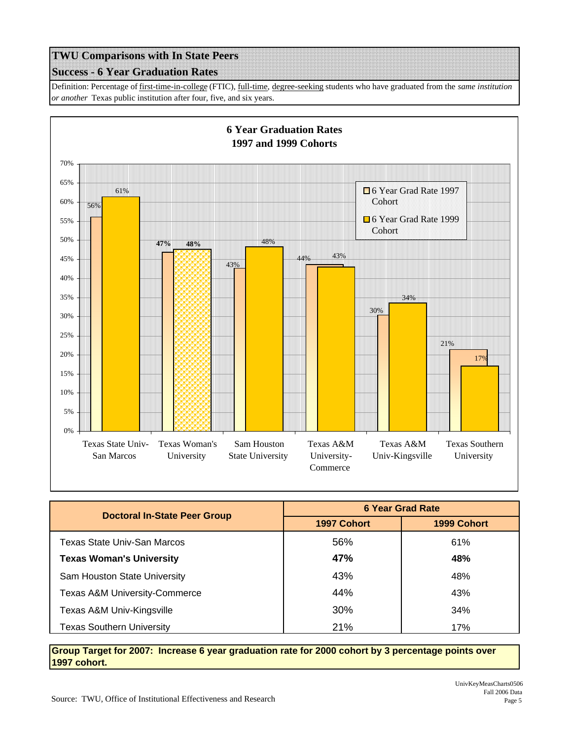# TWU Comparisons with In State Peers

## Success - 6 Year Graduation Rates

Definition: Percentage of first-time-in-college (FTIC), full-time, degree-seeking students who have graduated from the *same institution or another* Texas public institution after four, five, and six years.

**6 Year Graduation Rates**
**1997 and 1999 Cohorts**

| Institution | 6 Year Grad Rate 1997 Cohort | 6 Year Grad Rate 1999 Cohort |
|---|---|---|
| Texas State Univ-San Marcos | 56% | 61% |
| Texas Woman's University | 47% | 48% |
| Sam Houston State University | 43% | 48% |
| Texas A&M University-Commerce | 44% | 43% |
| Texas A&M Univ-Kingsville | 30% | 34% |
| Texas Southern University | 21% | 17% |

| Doctoral In-State Peer Group | 6 Year Grad Rate | |
|---|---|---|
| | 1997 Cohort | 1999 Cohort |
| Texas State Univ-San Marcos | 56% | 61% |
| **Texas Woman's University** | **47%** | **48%** |
| Sam Houston State University | 43% | 48% |
| Texas A&M University-Commerce | 44% | 43% |
| Texas A&M Univ-Kingsville | 30% | 34% |
| Texas Southern University | 21% | 17% |

**Group Target for 2007: Increase 6 year graduation rate for 2000 cohort by 3 percentage points over 1997 cohort.**

Source: TWU, Office of Institutional Effectiveness and Research

UnivKeyMeasCharts0506
Fall 2006 Data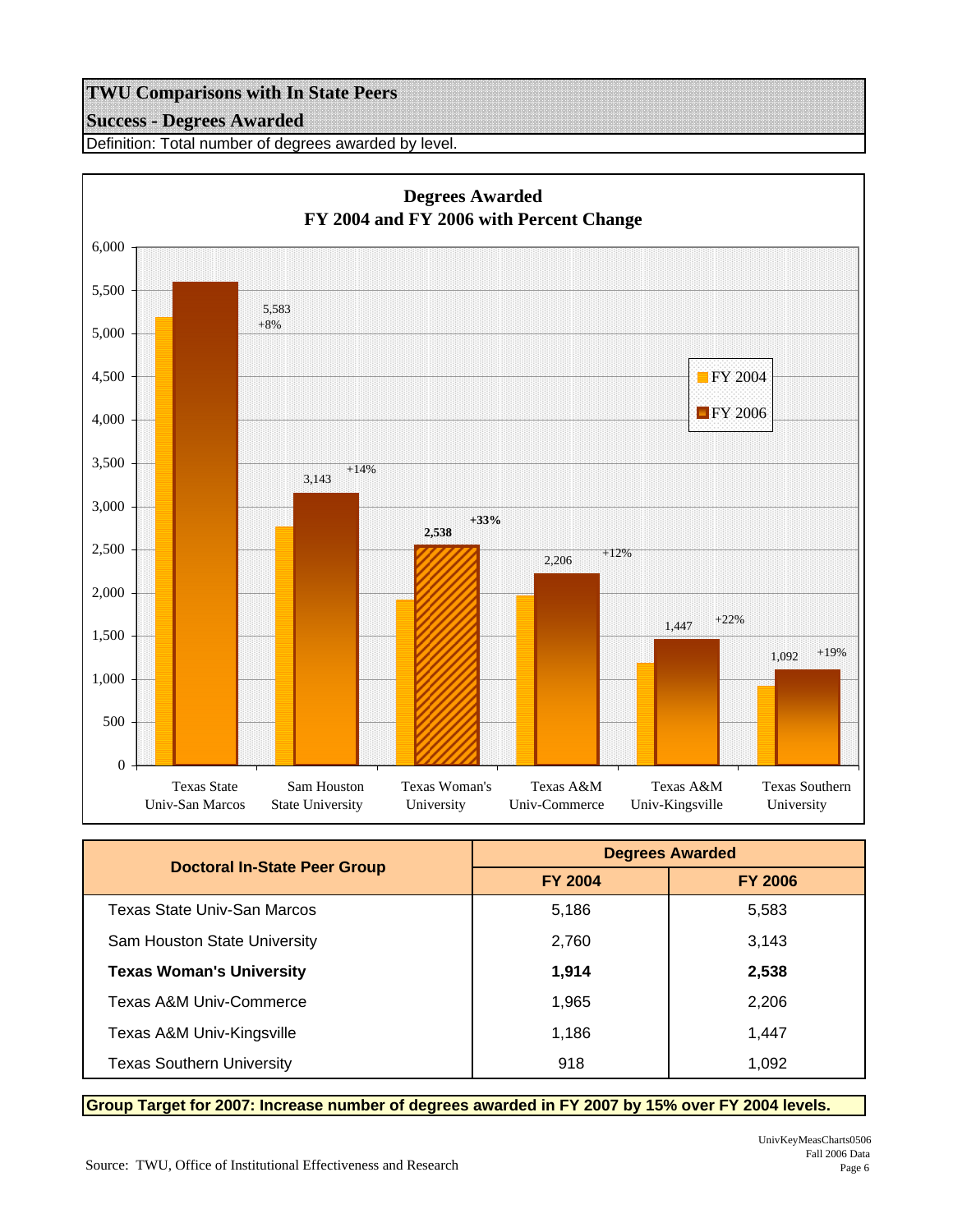# TWU Comparisons with In State Peers

## Success - Degrees Awarded

Definition: Total number of degrees awarded by level.

**Degrees Awarded**
**FY 2004 and FY 2006 with Percent Change**

| Institution | FY 2006 | Percent Change |
|---|---|---|
| Texas State Univ-San Marcos | 5,583 | +8% |
| Sam Houston State University | 3,143 | +14% |
| Texas Woman's University | **2,538** | **+33%** |
| Texas A&M Univ-Commerce | 2,206 | +12% |
| Texas A&M Univ-Kingsville | 1,447 | +22% |
| Texas Southern University | 1,092 | +19% |

| Doctoral In-State Peer Group | Degrees Awarded | |
|---|---|---|
| | FY 2004 | FY 2006 |
| Texas State Univ-San Marcos | 5,186 | 5,583 |
| Sam Houston State University | 2,760 | 3,143 |
| **Texas Woman's University** | **1,914** | **2,538** |
| Texas A&M Univ-Commerce | 1,965 | 2,206 |
| Texas A&M Univ-Kingsville | 1,186 | 1,447 |
| Texas Southern University | 918 | 1,092 |

**Group Target for 2007: Increase number of degrees awarded in FY 2007 by 15% over FY 2004 levels.**

Source: TWU, Office of Institutional Effectiveness and Research

UnivKeyMeasCharts0506
Fall 2006 Data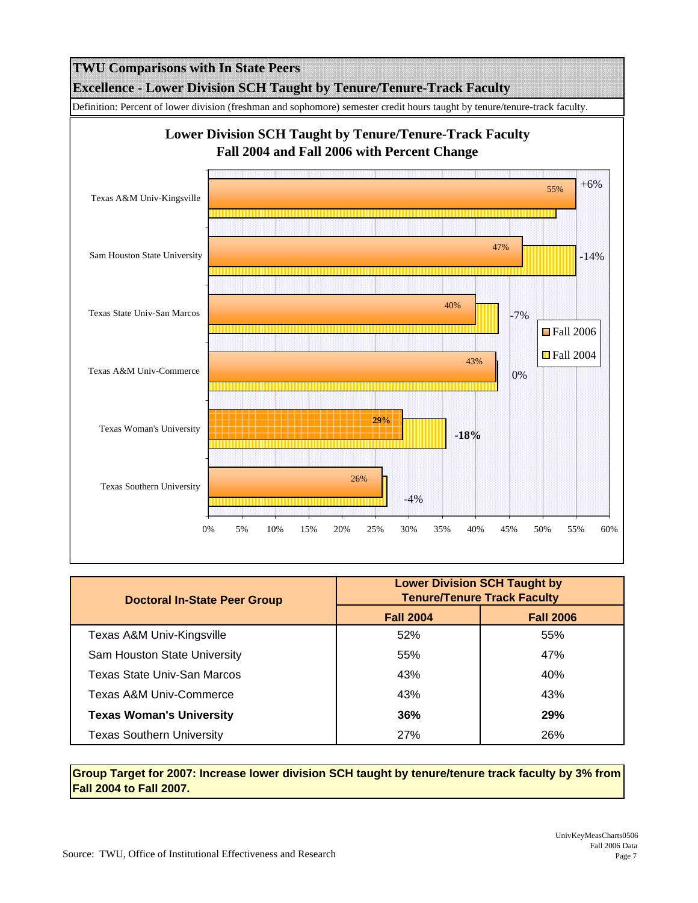# TWU Comparisons with In State Peers

## Excellence - Lower Division SCH Taught by Tenure/Tenure-Track Faculty

Definition: Percent of lower division (freshman and sophomore) semester credit hours taught by tenure/tenure-track faculty.

**Lower Division SCH Taught by Tenure/Tenure-Track Faculty**
**Fall 2004 and Fall 2006 with Percent Change**

| Institution | Fall 2006 | Percent Change |
|---|---|---|
| Texas A&M Univ-Kingsville | 55% | +6% |
| Sam Houston State University | 47% | -14% |
| Texas State Univ-San Marcos | 40% | -7% |
| Texas A&M Univ-Commerce | 43% | 0% |
| **Texas Woman's University** | **29%** | **-18%** |
| Texas Southern University | 26% | -4% |

| Doctoral In-State Peer Group | Lower Division SCH Taught by Tenure/Tenure Track Faculty | |
|---|---|---|
| | Fall 2004 | Fall 2006 |
| Texas A&M Univ-Kingsville | 52% | 55% |
| Sam Houston State University | 55% | 47% |
| Texas State Univ-San Marcos | 43% | 40% |
| Texas A&M Univ-Commerce | 43% | 43% |
| **Texas Woman's University** | **36%** | **29%** |
| Texas Southern University | 27% | 26% |

**Group Target for 2007: Increase lower division SCH taught by tenure/tenure track faculty by 3% from Fall 2004 to Fall 2007.**

Source: TWU, Office of Institutional Effectiveness and Research

UnivKeyMeasCharts0506
Fall 2006 Data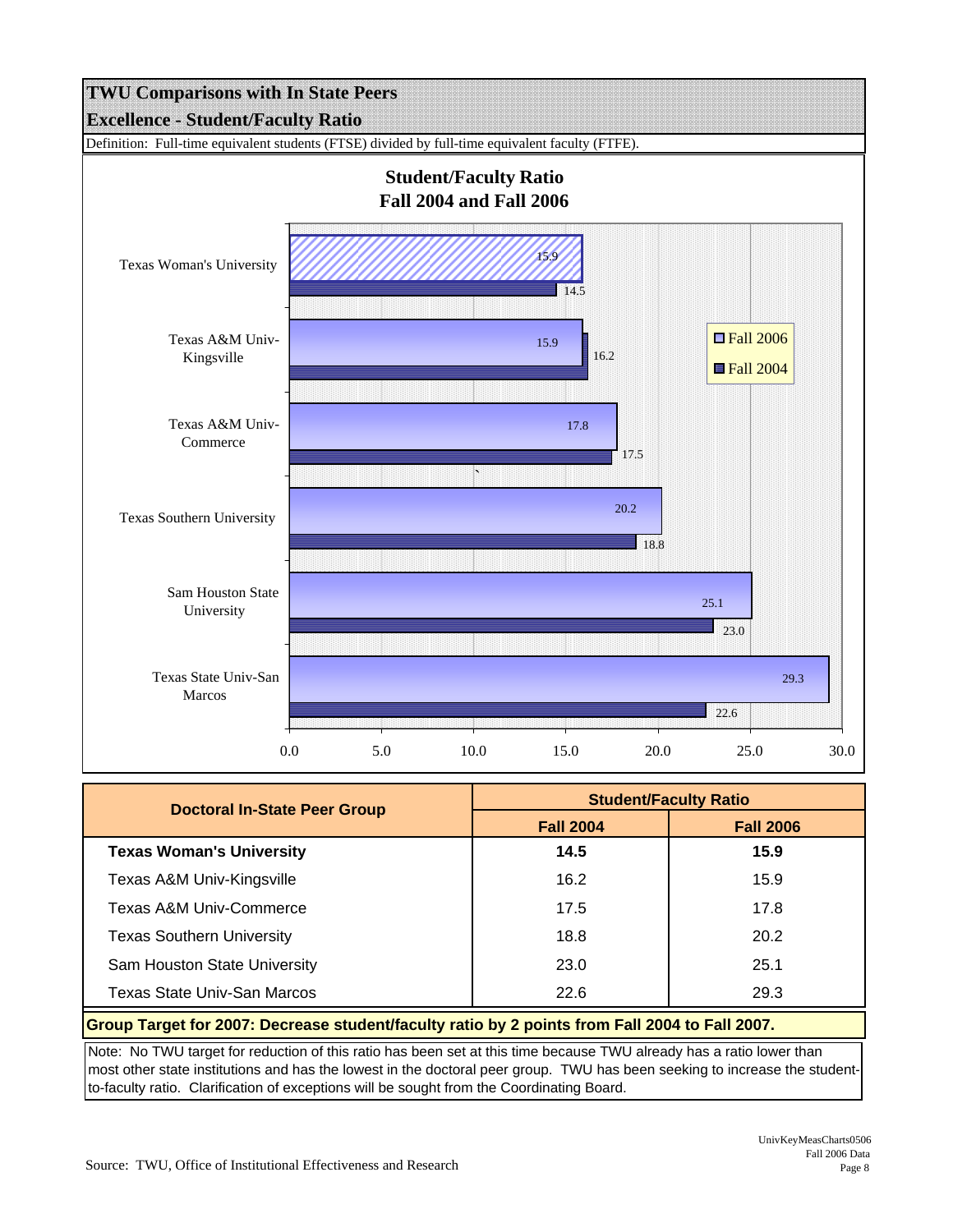# TWU Comparisons with In State Peers

## Excellence - Student/Faculty Ratio

Definition: Full-time equivalent students (FTSE) divided by full-time equivalent faculty (FTFE).

**Student/Faculty Ratio**
**Fall 2004 and Fall 2006**

| Institution | Fall 2006 | Fall 2004 |
|---|---|---|
| Texas Woman's University | 15.9 | 14.5 |
| Texas A&M Univ-Kingsville | 15.9 | 16.2 |
| Texas A&M Univ-Commerce | 17.8 | 17.5 |
| Texas Southern University | 20.2 | 18.8 |
| Sam Houston State University | 25.1 | 23.0 |
| Texas State Univ-San Marcos | 29.3 | 22.6 |

| Doctoral In-State Peer Group | Student/Faculty Ratio | |
|---|---|---|
| | Fall 2004 | Fall 2006 |
| **Texas Woman's University** | **14.5** | **15.9** |
| Texas A&M Univ-Kingsville | 16.2 | 15.9 |
| Texas A&M Univ-Commerce | 17.5 | 17.8 |
| Texas Southern University | 18.8 | 20.2 |
| Sam Houston State University | 23.0 | 25.1 |
| Texas State Univ-San Marcos | 22.6 | 29.3 |

**Group Target for 2007: Decrease student/faculty ratio by 2 points from Fall 2004 to Fall 2007.**

Note: No TWU target for reduction of this ratio has been set at this time because TWU already has a ratio lower than most other state institutions and has the lowest in the doctoral peer group. TWU has been seeking to increase the student-to-faculty ratio. Clarification of exceptions will be sought from the Coordinating Board.

Source: TWU, Office of Institutional Effectiveness and Research

UnivKeyMeasCharts0506
Fall 2006 Data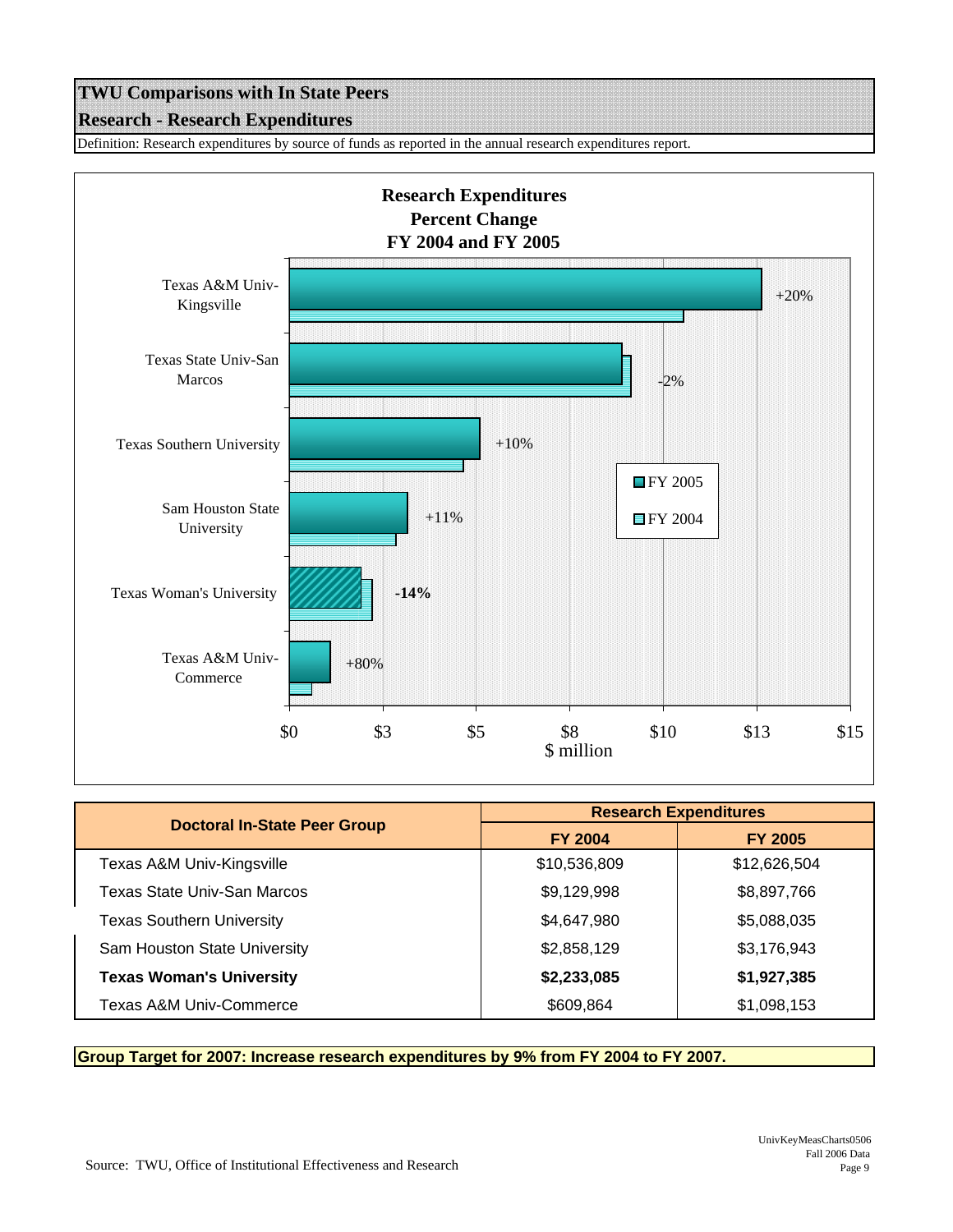## TWU Comparisons with In State Peers

## Research - Research Expenditures

Definition: Research expenditures by source of funds as reported in the annual research expenditures report.

**Research Expenditures**
**Percent Change**
**FY 2004 and FY 2005**

| Institution | Percent Change |
|---|---|
| Texas A&M Univ-Kingsville | +20% |
| Texas State Univ-San Marcos | -2% |
| Texas Southern University | +10% |
| Sam Houston State University | +11% |
| Texas Woman's University | **-14%** |
| Texas A&M Univ-Commerce | +80% |

| Doctoral In-State Peer Group | Research Expenditures | |
|---|---|---|
| | FY 2004 | FY 2005 |
| Texas A&M Univ-Kingsville | $10,536,809 | $12,626,504 |
| Texas State Univ-San Marcos | $9,129,998 | $8,897,766 |
| Texas Southern University | $4,647,980 | $5,088,035 |
| Sam Houston State University | $2,858,129 | $3,176,943 |
| **Texas Woman's University** | **$2,233,085** | **$1,927,385** |
| Texas A&M Univ-Commerce | $609,864 | $1,098,153 |

**Group Target for 2007: Increase research expenditures by 9% from FY 2004 to FY 2007.**

Source: TWU, Office of Institutional Effectiveness and Research

UnivKeyMeasCharts0506
Fall 2006 Data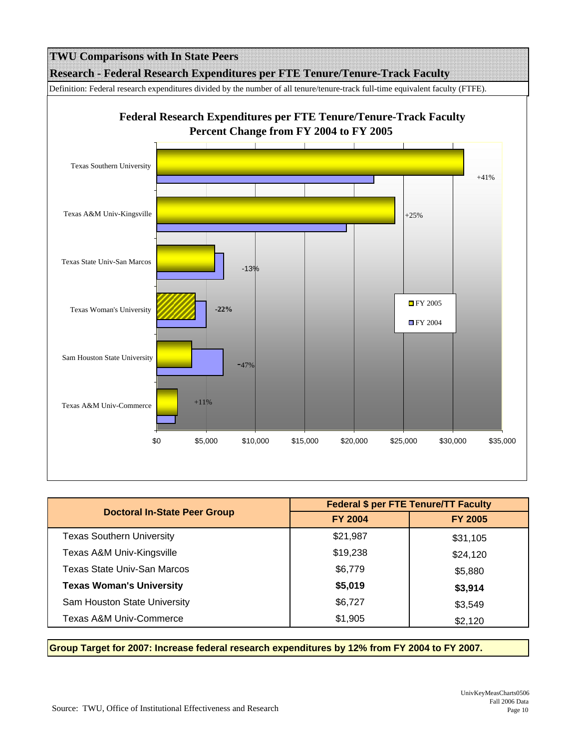# TWU Comparisons with In State Peers

## Research - Federal Research Expenditures per FTE Tenure/Tenure-Track Faculty

Definition: Federal research expenditures divided by the number of all tenure/tenure-track full-time equivalent faculty (FTFE).

**Federal Research Expenditures per FTE Tenure/Tenure-Track Faculty**
**Percent Change from FY 2004 to FY 2005**

| Institution | Percent Change |
|---|---|
| Texas Southern University | +41% |
| Texas A&M Univ-Kingsville | +25% |
| Texas State Univ-San Marcos | -13% |
| **Texas Woman's University** | **-22%** |
| Sam Houston State University | -47% |
| Texas A&M Univ-Commerce | +11% |

| Doctoral In-State Peer Group | Federal $ per FTE Tenure/TT Faculty | |
|---|---|---|
| | FY 2004 | FY 2005 |
| Texas Southern University | $21,987 | $31,105 |
| Texas A&M Univ-Kingsville | $19,238 | $24,120 |
| Texas State Univ-San Marcos | $6,779 | $5,880 |
| **Texas Woman's University** | **$5,019** | **$3,914** |
| Sam Houston State University | $6,727 | $3,549 |
| Texas A&M Univ-Commerce | $1,905 | $2,120 |

**Group Target for 2007: Increase federal research expenditures by 12% from FY 2004 to FY 2007.**

Source: TWU, Office of Institutional Effectiveness and Research

UnivKeyMeasCharts0506
Fall 2006 Data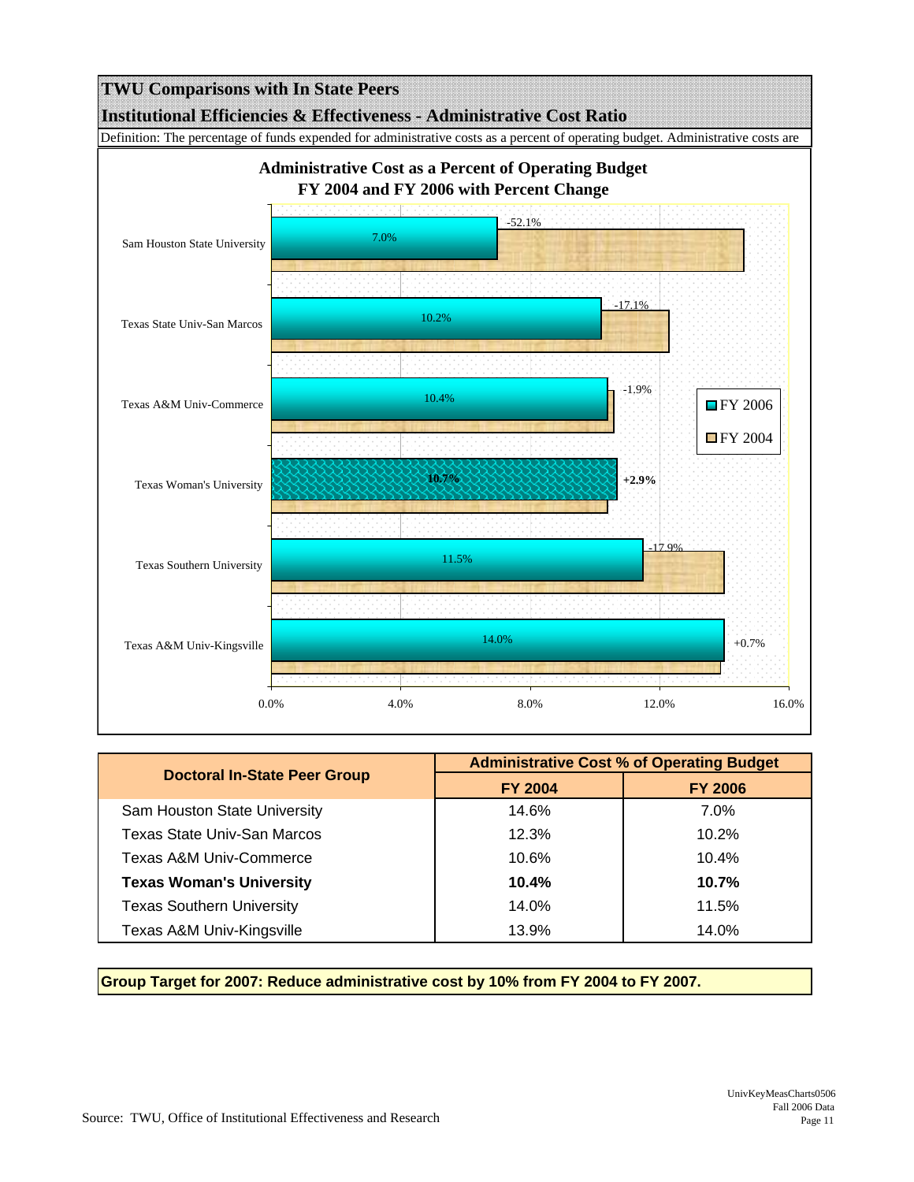## TWU Comparisons with In State Peers

## Institutional Efficiencies & Effectiveness - Administrative Cost Ratio

Definition: The percentage of funds expended for administrative costs as a percent of operating budget. Administrative costs are

**Administrative Cost as a Percent of Operating Budget**
**FY 2004 and FY 2006 with Percent Change**

| Institution | FY 2006 | FY 2004 | Percent Change |
|---|---|---|---|
| Sam Houston State University | 7.0% | | -52.1% |
| Texas State Univ-San Marcos | 10.2% | | -17.1% |
| Texas A&M Univ-Commerce | 10.4% | | -1.9% |
| **Texas Woman's University** | **10.7%** | | **+2.9%** |
| Texas Southern University | 11.5% | | -17.9% |
| Texas A&M Univ-Kingsville | 14.0% | | +0.7% |

| Doctoral In-State Peer Group | Administrative Cost % of Operating Budget | |
|---|---|---|
| | FY 2004 | FY 2006 |
| Sam Houston State University | 14.6% | 7.0% |
| Texas State Univ-San Marcos | 12.3% | 10.2% |
| Texas A&M Univ-Commerce | 10.6% | 10.4% |
| **Texas Woman's University** | **10.4%** | **10.7%** |
| Texas Southern University | 14.0% | 11.5% |
| Texas A&M Univ-Kingsville | 13.9% | 14.0% |

**Group Target for 2007: Reduce administrative cost by 10% from FY 2004 to FY 2007.**

Source: TWU, Office of Institutional Effectiveness and Research

UnivKeyMeasCharts0506
Fall 2006 Data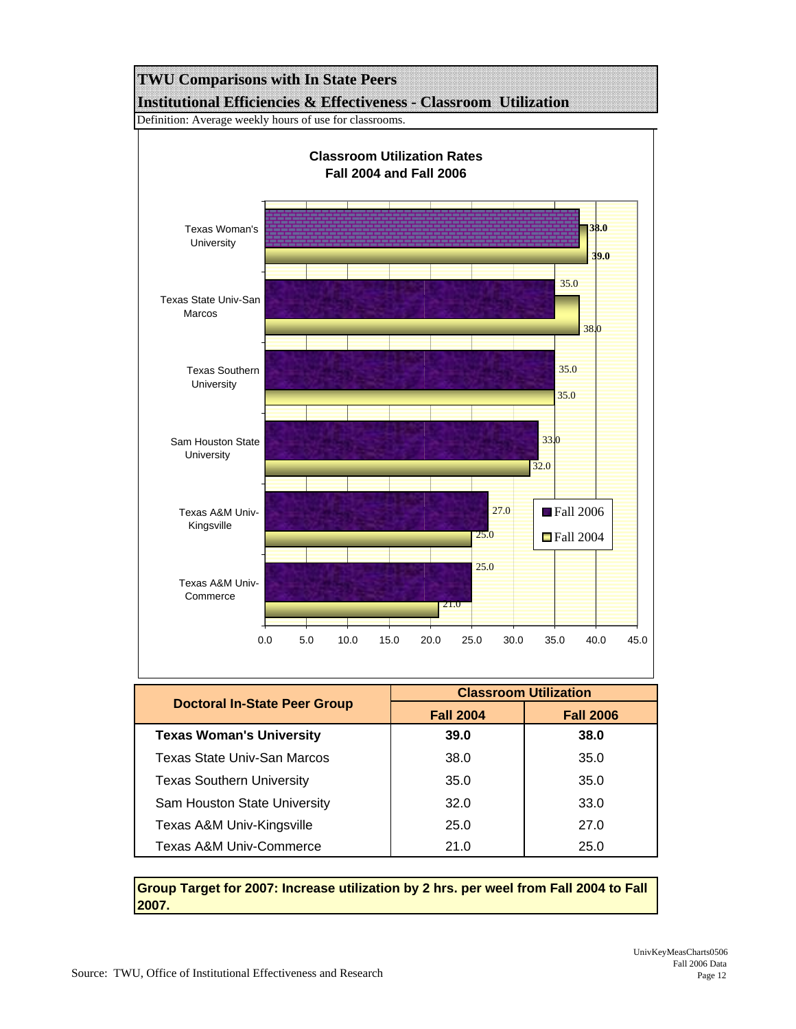# TWU Comparisons with In State Peers

## Institutional Efficiencies & Effectiveness - Classroom Utilization

Definition: Average weekly hours of use for classrooms.

**Classroom Utilization Rates**
**Fall 2004 and Fall 2006**

| Institution | Fall 2006 | Fall 2004 |
|---|---|---|
| Texas Woman's University | 38.0 | 39.0 |
| Texas State Univ-San Marcos | 35.0 | 38.0 |
| Texas Southern University | 35.0 | 35.0 |
| Sam Houston State University | 33.0 | 32.0 |
| Texas A&M Univ-Kingsville | 27.0 | 25.0 |
| Texas A&M Univ-Commerce | 25.0 | 21.0 |

| Doctoral In-State Peer Group | Classroom Utilization | |
|---|---|---|
| | Fall 2004 | Fall 2006 |
| **Texas Woman's University** | **39.0** | **38.0** |
| Texas State Univ-San Marcos | 38.0 | 35.0 |
| Texas Southern University | 35.0 | 35.0 |
| Sam Houston State University | 32.0 | 33.0 |
| Texas A&M Univ-Kingsville | 25.0 | 27.0 |
| Texas A&M Univ-Commerce | 21.0 | 25.0 |

**Group Target for 2007: Increase utilization by 2 hrs. per weel from Fall 2004 to Fall 2007.**

Source: TWU, Office of Institutional Effectiveness and Research

UnivKeyMeasCharts0506
Fall 2006 Data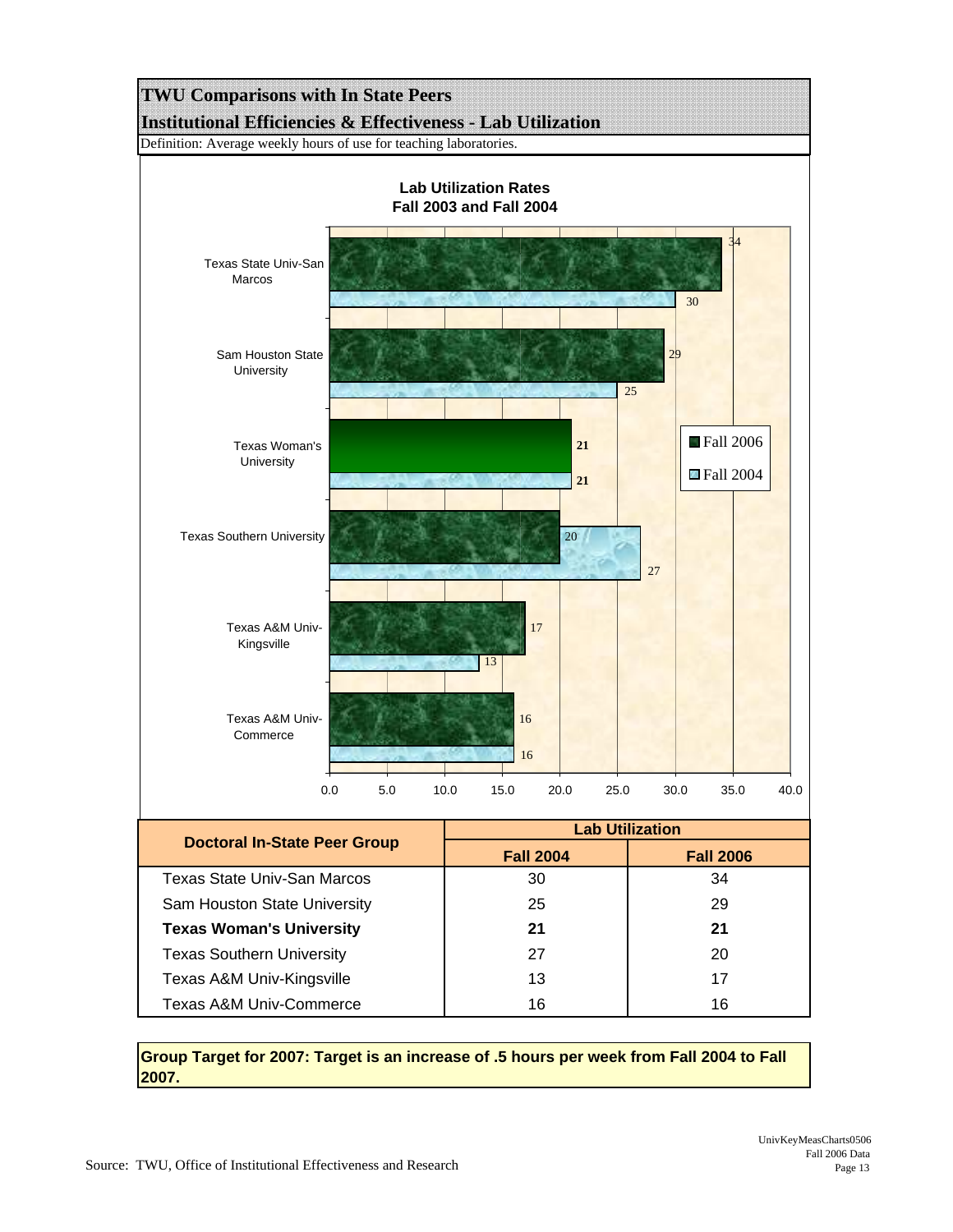# TWU Comparisons with In State Peers

## Institutional Efficiencies & Effectiveness - Lab Utilization

Definition: Average weekly hours of use for teaching laboratories.

**Lab Utilization Rates**
**Fall 2003 and Fall 2004**

Texas State Univ-San Marcos
34
30

Sam Houston State University
29
25

Texas Woman's University
21
21

Texas Southern University
20
27

Texas A&M Univ-Kingsville
17
13

Texas A&M Univ-Commerce
16
16

0.0 5.0 10.0 15.0 20.0 25.0 30.0 35.0 40.0

Fall 2006
Fall 2004

| Doctoral In-State Peer Group | Lab Utilization | |
|---|---|---|
| | **Fall 2004** | **Fall 2006** |
| Texas State Univ-San Marcos | 30 | 34 |
| Sam Houston State University | 25 | 29 |
| **Texas Woman's University** | **21** | **21** |
| Texas Southern University | 27 | 20 |
| Texas A&M Univ-Kingsville | 13 | 17 |
| Texas A&M Univ-Commerce | 16 | 16 |

**Group Target for 2007: Target is an increase of .5 hours per week from Fall 2004 to Fall 2007.**

Source: TWU, Office of Institutional Effectiveness and Research

UnivKeyMeasCharts0506
Fall 2006 Data